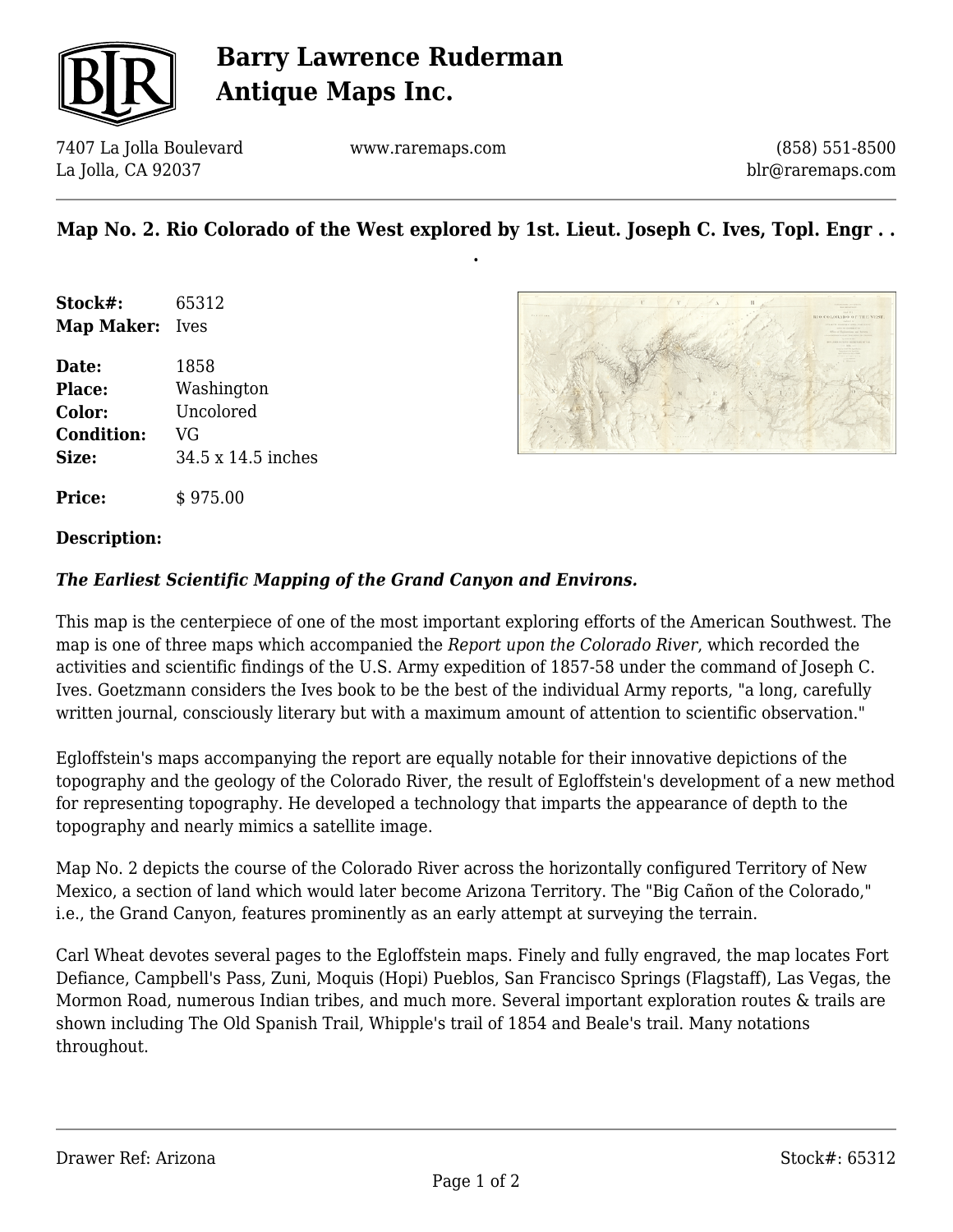# Barry Lawrence Ruderman Antique Maps Inc.

7407 La Jolla Boulevard
La Jolla, CA 92037

www.raremaps.com

(858) 551-8500
blr@raremaps.com

## Map No. 2. Rio Colorado of the West explored by 1st. Lieut. Joseph C. Ives, Topl. Engr . . .

**Stock#:** 65312
**Map Maker:** Ives

**Date:** 1858
**Place:** Washington
**Color:** Uncolored
**Condition:** VG
**Size:** 34.5 x 14.5 inches

**Price:** $ 975.00

### Description:

***The Earliest Scientific Mapping of the Grand Canyon and Environs.***

This map is the centerpiece of one of the most important exploring efforts of the American Southwest. The map is one of three maps which accompanied the *Report upon the Colorado River*, which recorded the activities and scientific findings of the U.S. Army expedition of 1857-58 under the command of Joseph C. Ives. Goetzmann considers the Ives book to be the best of the individual Army reports, "a long, carefully written journal, consciously literary but with a maximum amount of attention to scientific observation."

Egloffstein's maps accompanying the report are equally notable for their innovative depictions of the topography and the geology of the Colorado River, the result of Egloffstein's development of a new method for representing topography. He developed a technology that imparts the appearance of depth to the topography and nearly mimics a satellite image.

Map No. 2 depicts the course of the Colorado River across the horizontally configured Territory of New Mexico, a section of land which would later become Arizona Territory. The "Big Cañon of the Colorado," i.e., the Grand Canyon, features prominently as an early attempt at surveying the terrain.

Carl Wheat devotes several pages to the Egloffstein maps. Finely and fully engraved, the map locates Fort Defiance, Campbell's Pass, Zuni, Moquis (Hopi) Pueblos, San Francisco Springs (Flagstaff), Las Vegas, the Mormon Road, numerous Indian tribes, and much more. Several important exploration routes & trails are shown including The Old Spanish Trail, Whipple's trail of 1854 and Beale's trail. Many notations throughout.

Drawer Ref: Arizona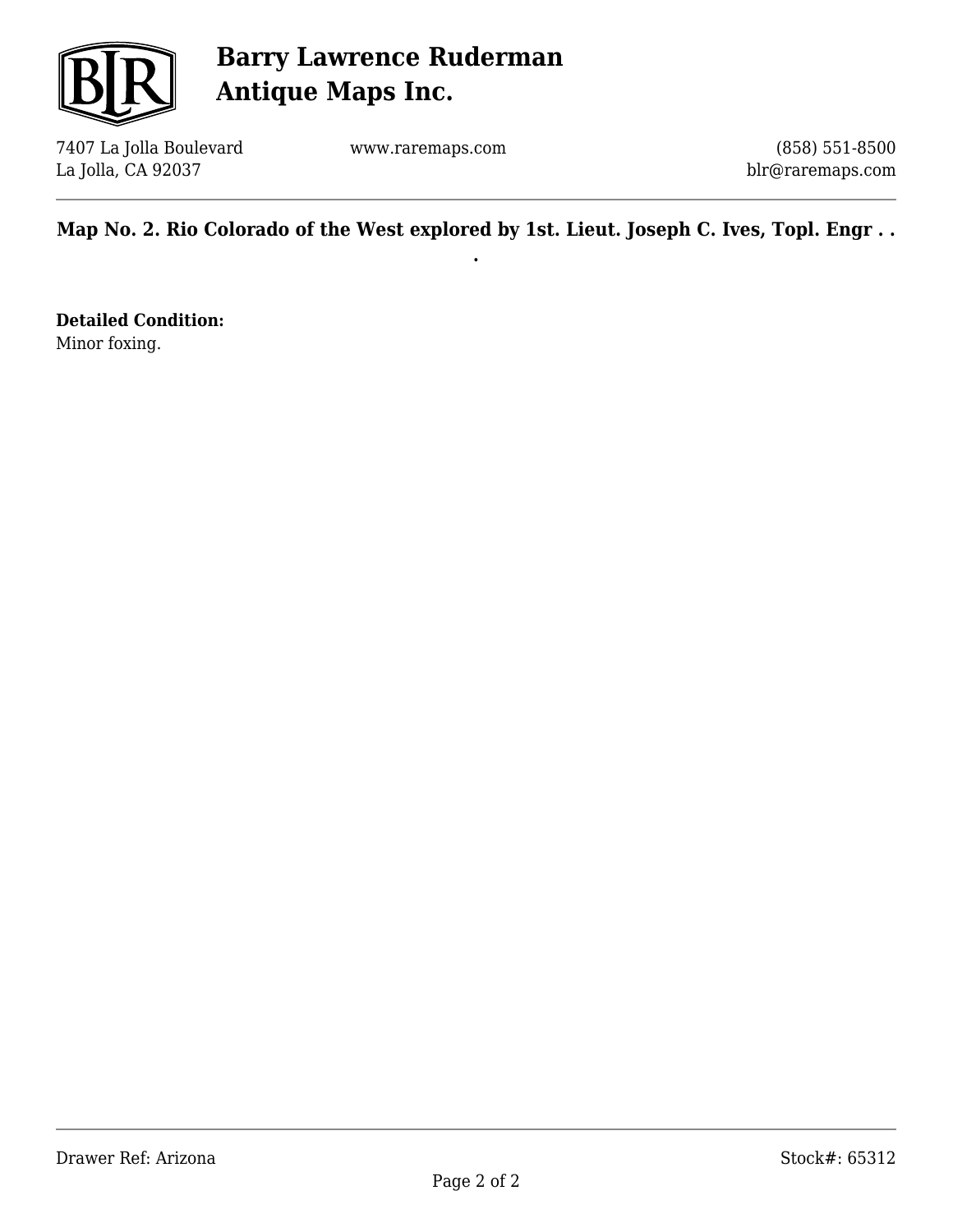## Map No. 2. Rio Colorado of the West explored by 1st. Lieut. Joseph C. Ives, Topl. Engr . . .

**Detailed Condition:**
Minor foxing.